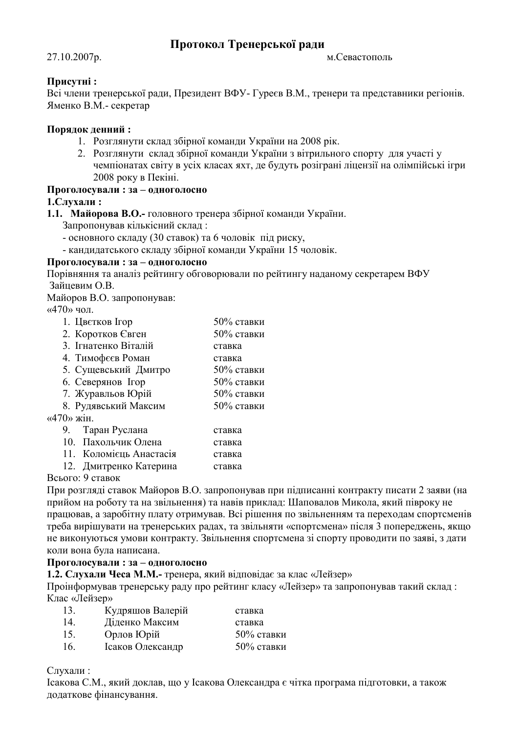# Протокол Тренерської ради

27.10.2007р. м.Севастополь

**Присутні :**
Всі члени тренерської ради, Президент ВФУ- Гуреєв В.М., тренери та представники регіонів. Яменко В.М.- секретар

**Порядок денний :**

1. Розглянути склад збірної команди України на 2008 рік.
2. Розглянути склад збірної команди України з вітрильного спорту для участі у чемпіонатах світу в усіх класах яхт, де будуть розіграні ліцензії на олімпійські ігри 2008 року в Пекіні.

**Проголосували : за – одноголосно**

**1.Слухали :**

**1.1. Майорова В.О.-** головного тренера збірної команди України.

Запропонував кількісний склад :

- основного складу (30 ставок) та 6 чоловік під риску,
- кандидатського складу збірної команди України 15 чоловік.

**Проголосували : за – одноголосно**

Порівняння та аналіз рейтингу обговорювали по рейтингу наданому секретарем ВФУ Зайцевим О.В.

Майоров В.О. запропонував:

«470» чол.

| | | |
|---|---|---|
| 1. | Цвєтков Ігор | 50% ставки |
| 2. | Коротков Євген | 50% ставки |
| 3. | Ігнатенко Віталій | ставка |
| 4. | Тимофєєв Роман | ставка |
| 5. | Сущевський Дмитро | 50% ставки |
| 6. | Северянов Ігор | 50% ставки |
| 7. | Журавльов Юрій | 50% ставки |
| 8. | Рудявський Максим | 50% ставки |

«470» жін.

| | | |
|---|---|---|
| 9. | Таран Руслана | ставка |
| 10. | Пахольчик Олена | ставка |
| 11. | Коломієць Анастасія | ставка |
| 12. | Дмитренко Катерина | ставка |

Всього: 9 ставок

При розгляді ставок Майоров В.О. запропонував при підписанні контракту писати 2 заяви (на прийом на роботу та на звільнення) та навів приклад: Шаповалов Микола, який півроку не працював, а заробітну плату отримував. Всі рішення по звільненням та переходам спортсменів треба вирішувати на тренерських радах, та звільняти «спортсмена» після 3 попереджень, якщо не виконуються умови контракту. Звільнення спортсмена зі спорту проводити по заяві, з дати коли вона була написана.

**Проголосували : за – одноголосно**

**1.2. Слухали Чеса М.М.-** тренера, який відповідає за клас «Лейзер»

Проінформував тренерську раду про рейтинг класу «Лейзер» та запропонував такий склад :

Клас «Лейзер»

| | | |
|---|---|---|
| 13. | Кудряшов Валерій | ставка |
| 14. | Діденко Максим | ставка |
| 15. | Орлов Юрій | 50% ставки |
| 16. | Ісаков Олександр | 50% ставки |

Слухали :

Ісакова С.М., який доклав, що у Ісакова Олександра є чітка програма підготовки, а також додаткове фінансування.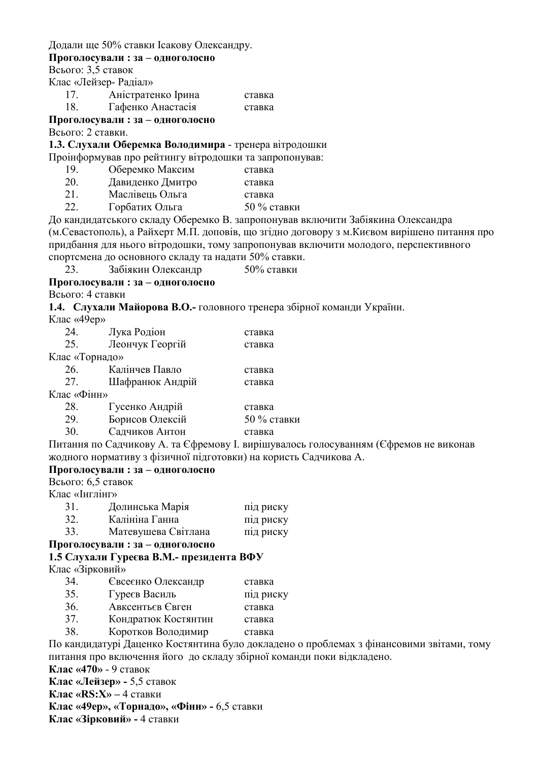Додали ще 50% ставки Ісакову Олександру.

**Проголосували : за – одноголосно**

Всього: 3,5 ставок

Клас «Лейзер- Радіал»

| | | |
|---|---|---|
| 17. | Аністратенко Ірина | ставка |
| 18. | Гафенко Анастасія | ставка |

**Проголосували : за – одноголосно**

Всього: 2 ставки.

**1.3. Слухали Оберемка Володимира** - тренера вітродошки

Проінформував про рейтингу вітродошки та запропонував:

| | | |
|---|---|---|
| 19. | Оберемко Максим | ставка |
| 20. | Давиденко Дмитро | ставка |
| 21. | Маслівець Ольга | ставка |
| 22. | Горбатих Ольга | 50 % ставки |

До кандидатського складу Оберемко В. запропонував включити Забіякина Олександра (м.Севастополь), а Райхерт М.П. доповів, що згідно договору з м.Києвом вирішено питання про придбання для нього вітродошки, тому запропонував включити молодого, перспективного спортсмена до основного складу та надати 50% ставки.

| | | |
|---|---|---|
| 23. | Забіякин Олександр | 50% ставки |

**Проголосували : за – одноголосно**

Всього: 4 ставки

**1.4. Слухали Майорова В.О.-** головного тренера збірної команди України.

Клас «49ер»

| | | |
|---|---|---|
| 24. | Лука Родіон | ставка |
| 25. | Леончук Георгій | ставка |

Клас «Торнадо»

| | | |
|---|---|---|
| 26. | Калінчев Павло | ставка |
| 27. | Шафранюк Андрій | ставка |

Клас «Фінн»

| | | |
|---|---|---|
| 28. | Гусенко Андрій | ставка |
| 29. | Борисов Олексій | 50 % ставки |
| 30. | Садчиков Антон | ставка |

Питання по Садчикову А. та Єфремову І. вирішувалось голосуванням (Єфремов не виконав жодного нормативу з фізичної підготовки) на користь Садчикова А.

**Проголосували : за – одноголосно**

Всього: 6,5 ставок

Клас «Інглінг»

| | | |
|---|---|---|
| 31. | Долинська Марія | під риску |
| 32. | Калініна Ганна | під риску |
| 33. | Матевушева Світлана | під риску |

**Проголосували : за – одноголосно**

**1.5 Слухали Гуреєва В.М.- президента ВФУ**

Клас «Зірковий»

| | | |
|---|---|---|
| 34. | Євсеєнко Олександр | ставка |
| 35. | Гуреєв Василь | під риску |
| 36. | Авксентьєв Євген | ставка |
| 37. | Кондратюк Костянтин | ставка |
| 38. | Коротков Володимир | ставка |

По кандидатурі Даценко Костянтина було докладено о проблемах з фінансовими звітами, тому питання про включення його до складу збірної команди поки відкладено.

**Клас «470»** - 9 ставок

**Клас «Лейзер» -** 5,5 ставок

**Клас «RS:X» –** 4 ставки

**Клас «49ер», «Торнадо», «Фінн» -** 6,5 ставки

**Клас «Зірковий» -** 4 ставки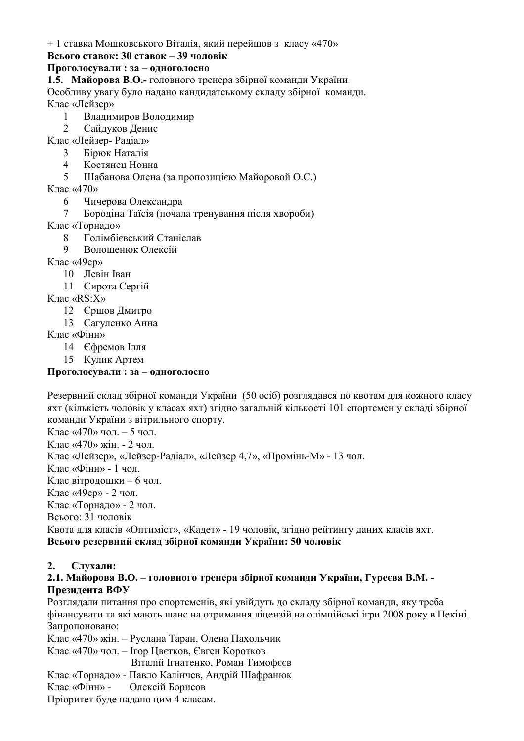+ 1 ставка Мошковського Віталія, який перейшов з класу «470»

**Всього ставок: 30 ставок – 39 чоловік**

**Проголосували : за – одноголосно**

**1.5. Майорова В.О.-** головного тренера збірної команди України.

Особливу увагу було надано кандидатському складу збірної команди.

Клас «Лейзер»

1. Владимиров Володимир
2. Сайдуков Денис

Клас «Лейзер- Радіал»

3. Бірюк Наталія
4. Костянец Нонна
5. Шабанова Олена (за пропозицією Майоровой О.С.)

Клас «470»

6. Чичерова Олександра
7. Бородіна Таїсія (почала тренування після хвороби)

Клас «Торнадо»

8. Голімбієвський Станіслав
9. Волошенюк Олексій

Клас «49ер»

10. Левін Іван
11. Сирота Сергій

Клас «RS:X»

12. Єршов Дмитро
13. Сагуленко Анна

Клас «Фінн»

14. Єфремов Ілля
15. Кулик Артем

**Проголосували : за – одноголосно**

Резервний склад збірної команди України (50 осіб) розглядався по квотам для кожного класу яхт (кількість чоловік у класах яхт) згідно загальній кількості 101 спортсмен у складі збірної команди України з вітрильного спорту.

Клас «470» чол. – 5 чол.

Клас «470» жін. - 2 чол.

Клас «Лейзер», «Лейзер-Радіал», «Лейзер 4,7», «Промінь-М» - 13 чол.

Клас «Фінн» - 1 чол.

Клас вітродошки – 6 чол.

Клас «49ер» - 2 чол.

Клас «Торнадо» - 2 чол.

Всього: 31 чоловік

Квота для класів «Оптиміст», «Кадет» - 19 чоловік, згідно рейтингу даних класів яхт.

**Всього резервний склад збірної команди України: 50 чоловік**

**2. Слухали:**

**2.1. Майорова В.О. – головного тренера збірної команди України, Гуреєва В.М. - Президента ВФУ**

Розглядали питання про спортсменів, які увійдуть до складу збірної команди, яку треба фінансувати та які мають шанс на отримання ліцензій на олімпійські ігри 2008 року в Пекіні.

Запропоновано:

Клас «470» жін. – Руслана Таран, Олена Пахольчик

Клас «470» чол. – Ігор Цвєтков, Євген Коротков

Віталій Ігнатенко, Роман Тимофєєв

Клас «Торнадо» - Павло Калінчев, Андрій Шафранюк

Клас «Фінн» - Олексій Борисов

Пріоритет буде надано цим 4 класам.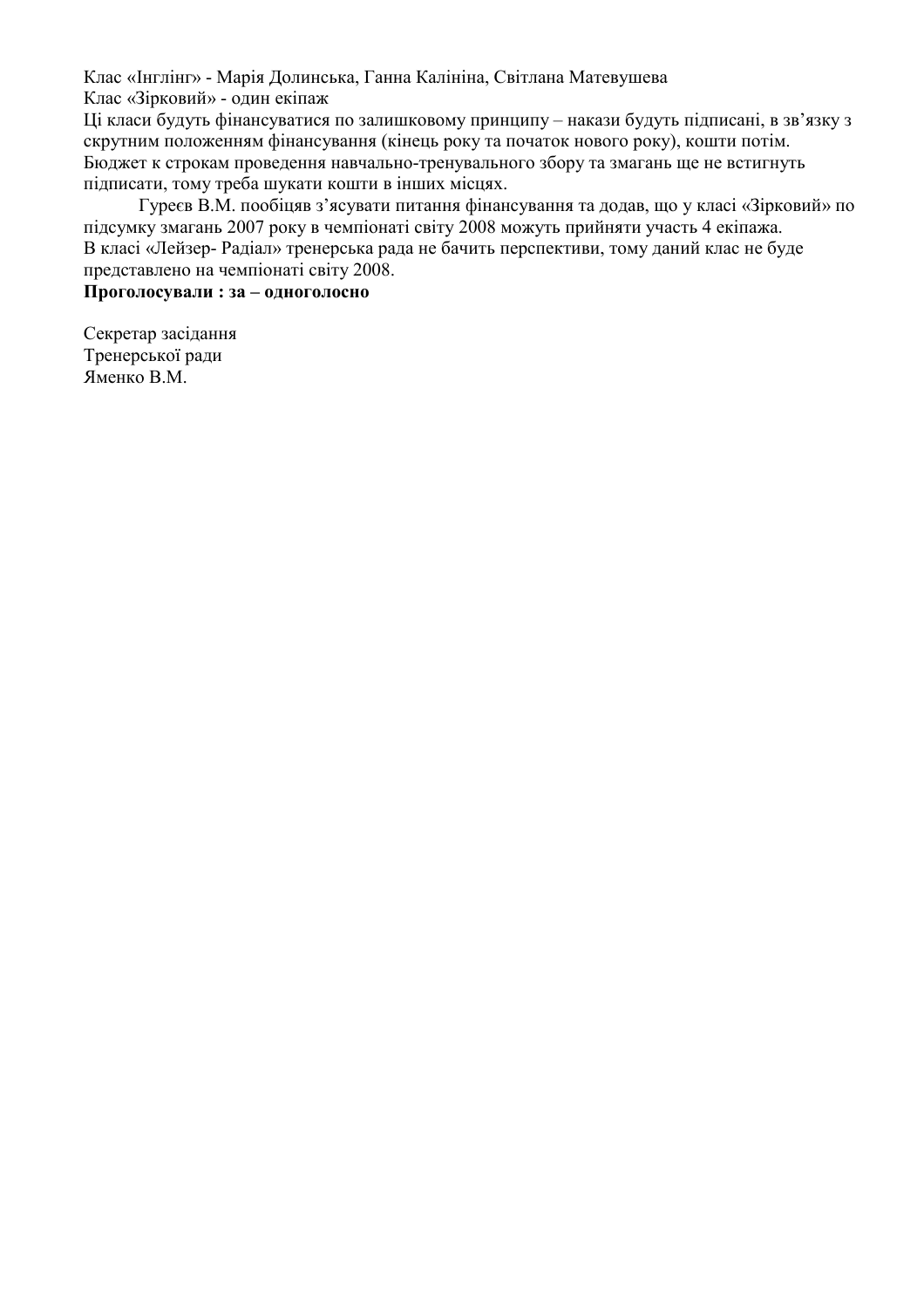Клас «Інглінг» - Марія Долинська, Ганна Калініна, Світлана Матевушева

Клас «Зірковий» - один екіпаж

Ці класи будуть фінансуватися по залишковому принципу – накази будуть підписані, в зв'язку з скрутним положенням фінансування (кінець року та початок нового року), кошти потім.
Бюджет к строкам проведення навчально-тренувального збору та змагань ще не встигнуть підписати, тому треба шукати кошти в інших місцях.

Гуреєв В.М. пообіцяв з'ясувати питання фінансування та додав, що у класі «Зірковий» по підсумку змагань 2007 року в чемпіонаті світу 2008 можуть прийняти участь 4 екіпажа.
В класі «Лейзер- Радіал» тренерська рада не бачить перспективи, тому даний клас не буде представлено на чемпіонаті світу 2008.

**Проголосували : за – одноголосно**

Секретар засідання
Тренерської ради
Яменко В.М.